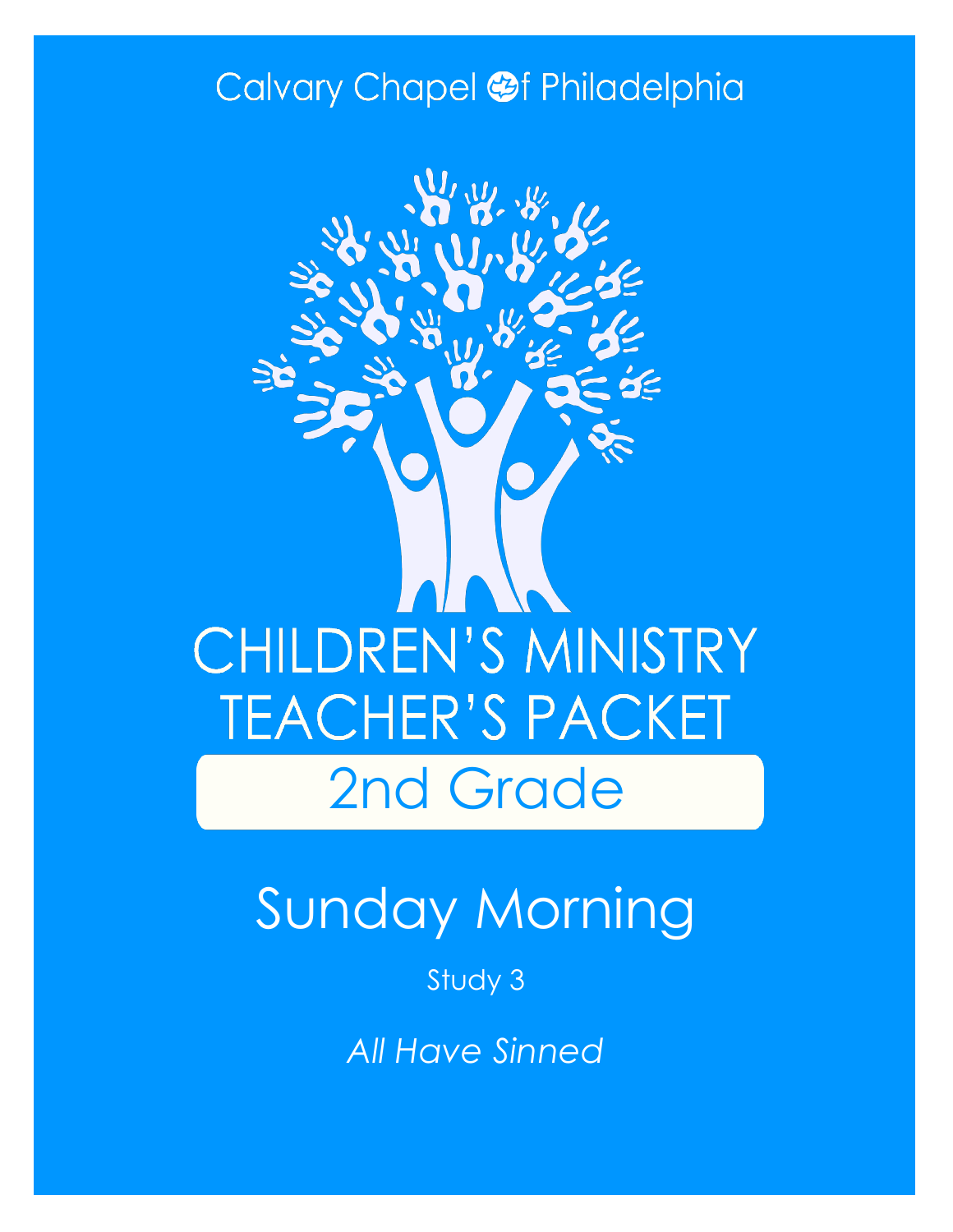Calvary Chapel of Philadelphia

# CHILDREN'S MINISTRY TEACHER'S PACKET

## 2nd Grade

# Sunday Morning

Study 3

*All Have Sinned*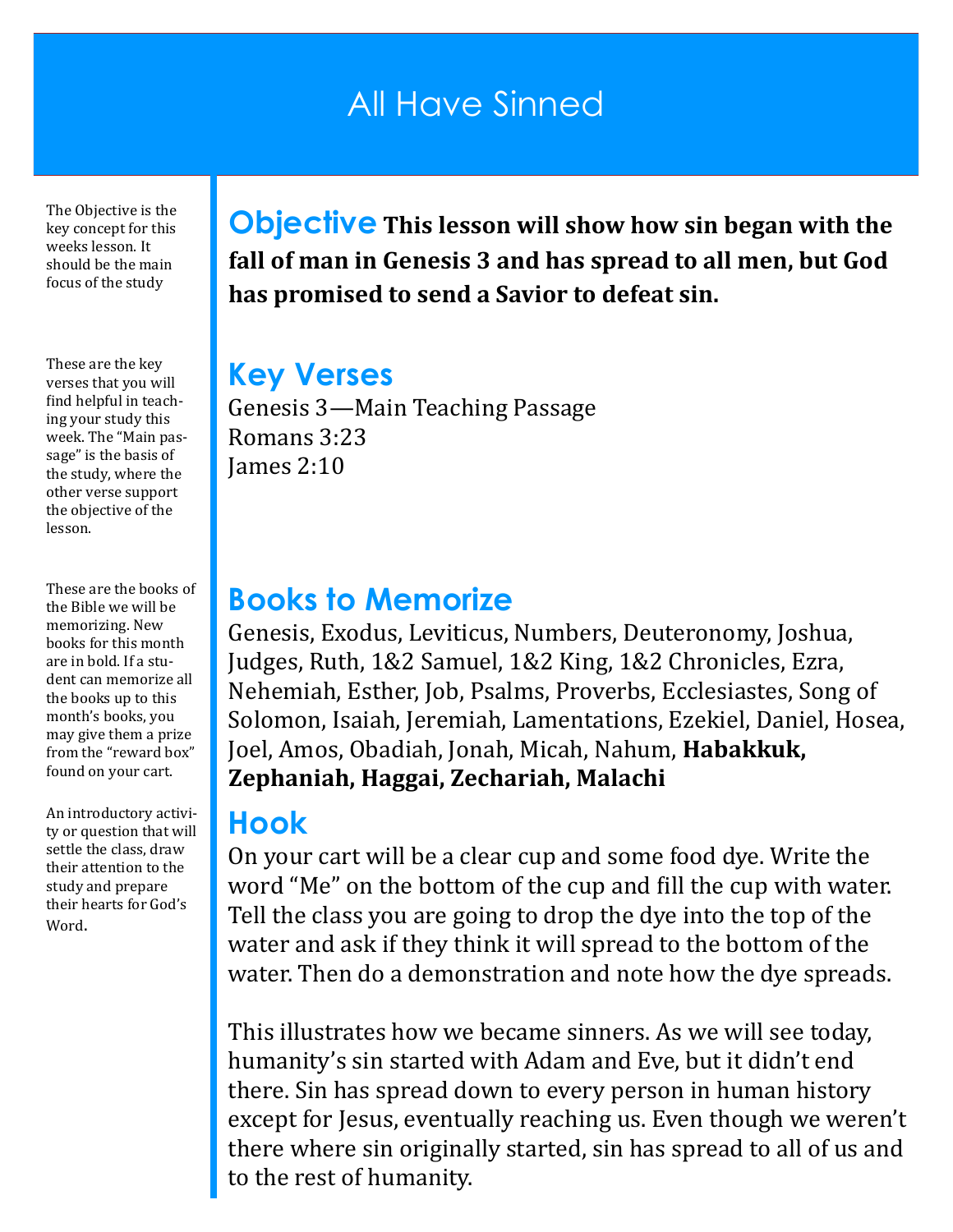# All Have Sinned

The Objective is the key concept for this weeks lesson. It should be the main focus of the study

## Objective

**This lesson will show how sin began with the fall of man in Genesis 3 and has spread to all men, but God has promised to send a Savior to defeat sin.**

These are the key verses that you will find helpful in teaching your study this week. The "Main passage" is the basis of the study, where the other verse support the objective of the lesson.

## Key Verses

Genesis 3—Main Teaching Passage
Romans 3:23
James 2:10

These are the books of the Bible we will be memorizing. New books for this month are in bold. If a student can memorize all the books up to this month's books, you may give them a prize from the "reward box" found on your cart.

## Books to Memorize

Genesis, Exodus, Leviticus, Numbers, Deuteronomy, Joshua, Judges, Ruth, 1&2 Samuel, 1&2 King, 1&2 Chronicles, Ezra, Nehemiah, Esther, Job, Psalms, Proverbs, Ecclesiastes, Song of Solomon, Isaiah, Jeremiah, Lamentations, Ezekiel, Daniel, Hosea, Joel, Amos, Obadiah, Jonah, Micah, Nahum, **Habakkuk, Zephaniah, Haggai, Zechariah, Malachi**

An introductory activity or question that will settle the class, draw their attention to the study and prepare their hearts for God's Word.

## Hook

On your cart will be a clear cup and some food dye. Write the word "Me" on the bottom of the cup and fill the cup with water. Tell the class you are going to drop the dye into the top of the water and ask if they think it will spread to the bottom of the water. Then do a demonstration and note how the dye spreads.

This illustrates how we became sinners. As we will see today, humanity's sin started with Adam and Eve, but it didn't end there. Sin has spread down to every person in human history except for Jesus, eventually reaching us. Even though we weren't there where sin originally started, sin has spread to all of us and to the rest of humanity.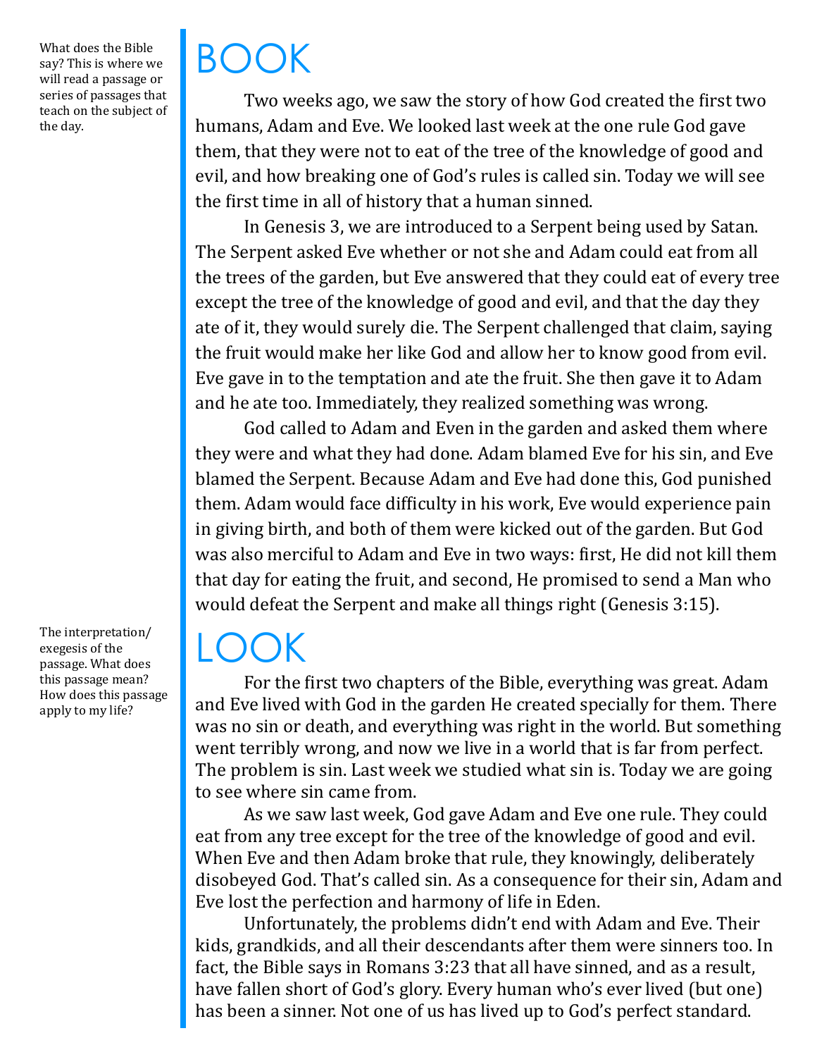What does the Bible say? This is where we will read a passage or series of passages that teach on the subject of the day.

# BOOK

Two weeks ago, we saw the story of how God created the first two humans, Adam and Eve. We looked last week at the one rule God gave them, that they were not to eat of the tree of the knowledge of good and evil, and how breaking one of God's rules is called sin. Today we will see the first time in all of history that a human sinned.

In Genesis 3, we are introduced to a Serpent being used by Satan. The Serpent asked Eve whether or not she and Adam could eat from all the trees of the garden, but Eve answered that they could eat of every tree except the tree of the knowledge of good and evil, and that the day they ate of it, they would surely die. The Serpent challenged that claim, saying the fruit would make her like God and allow her to know good from evil. Eve gave in to the temptation and ate the fruit. She then gave it to Adam and he ate too. Immediately, they realized something was wrong.

God called to Adam and Even in the garden and asked them where they were and what they had done. Adam blamed Eve for his sin, and Eve blamed the Serpent. Because Adam and Eve had done this, God punished them. Adam would face difficulty in his work, Eve would experience pain in giving birth, and both of them were kicked out of the garden. But God was also merciful to Adam and Eve in two ways: first, He did not kill them that day for eating the fruit, and second, He promised to send a Man who would defeat the Serpent and make all things right (Genesis 3:15).

The interpretation/exegesis of the passage. What does this passage mean? How does this passage apply to my life?

# LOOK

For the first two chapters of the Bible, everything was great. Adam and Eve lived with God in the garden He created specially for them. There was no sin or death, and everything was right in the world. But something went terribly wrong, and now we live in a world that is far from perfect. The problem is sin. Last week we studied what sin is. Today we are going to see where sin came from.

As we saw last week, God gave Adam and Eve one rule. They could eat from any tree except for the tree of the knowledge of good and evil. When Eve and then Adam broke that rule, they knowingly, deliberately disobeyed God. That's called sin. As a consequence for their sin, Adam and Eve lost the perfection and harmony of life in Eden.

Unfortunately, the problems didn't end with Adam and Eve. Their kids, grandkids, and all their descendants after them were sinners too. In fact, the Bible says in Romans 3:23 that all have sinned, and as a result, have fallen short of God's glory. Every human who's ever lived (but one) has been a sinner. Not one of us has lived up to God's perfect standard.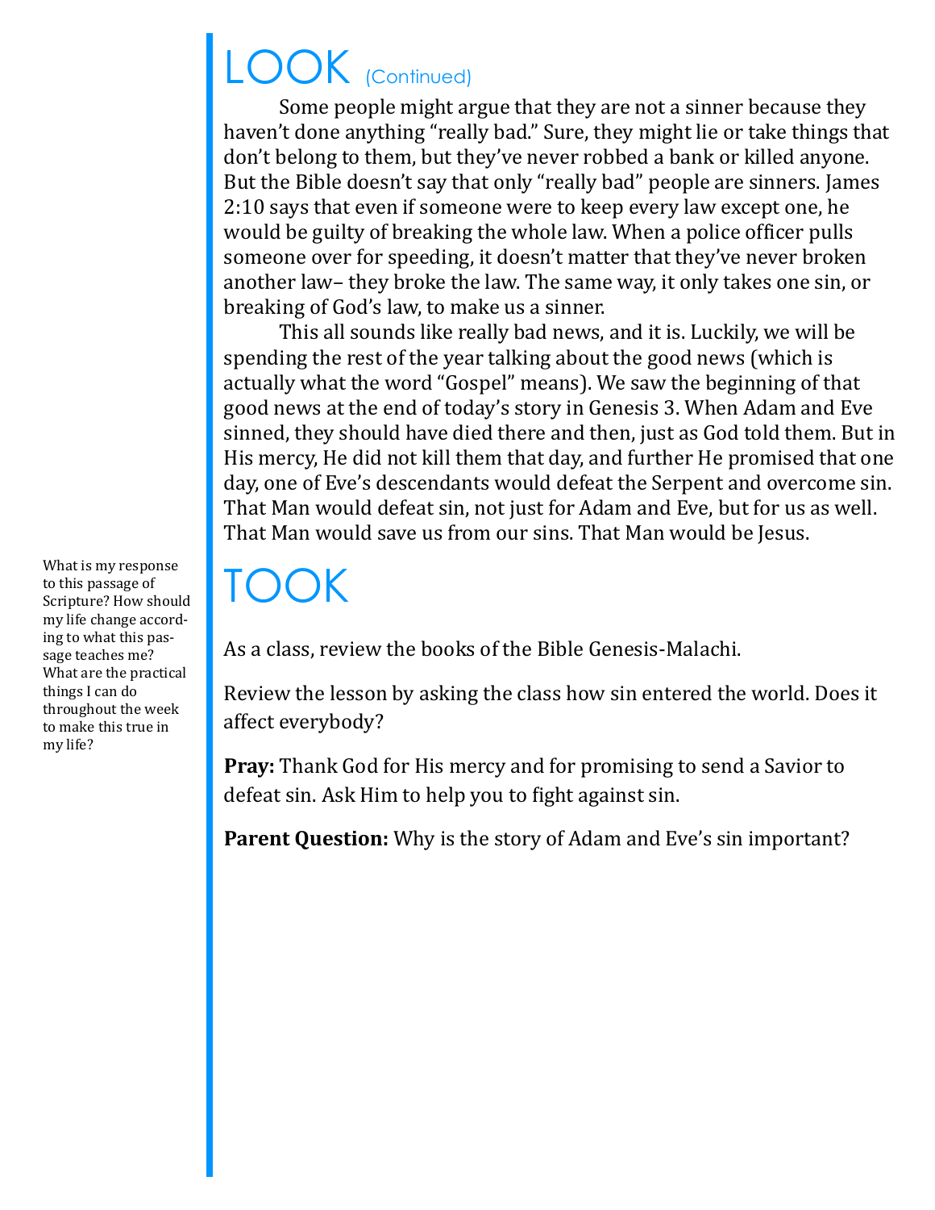# LOOK (Continued)

Some people might argue that they are not a sinner because they haven't done anything "really bad." Sure, they might lie or take things that don't belong to them, but they've never robbed a bank or killed anyone. But the Bible doesn't say that only "really bad" people are sinners. James 2:10 says that even if someone were to keep every law except one, he would be guilty of breaking the whole law. When a police officer pulls someone over for speeding, it doesn't matter that they've never broken another law– they broke the law. The same way, it only takes one sin, or breaking of God's law, to make us a sinner.

This all sounds like really bad news, and it is. Luckily, we will be spending the rest of the year talking about the good news (which is actually what the word "Gospel" means). We saw the beginning of that good news at the end of today's story in Genesis 3. When Adam and Eve sinned, they should have died there and then, just as God told them. But in His mercy, He did not kill them that day, and further He promised that one day, one of Eve's descendants would defeat the Serpent and overcome sin. That Man would defeat sin, not just for Adam and Eve, but for us as well. That Man would save us from our sins. That Man would be Jesus.

# TOOK

What is my response to this passage of Scripture? How should my life change according to what this passage teaches me? What are the practical things I can do throughout the week to make this true in my life?

As a class, review the books of the Bible Genesis-Malachi.

Review the lesson by asking the class how sin entered the world. Does it affect everybody?

**Pray:** Thank God for His mercy and for promising to send a Savior to defeat sin. Ask Him to help you to fight against sin.

**Parent Question:** Why is the story of Adam and Eve's sin important?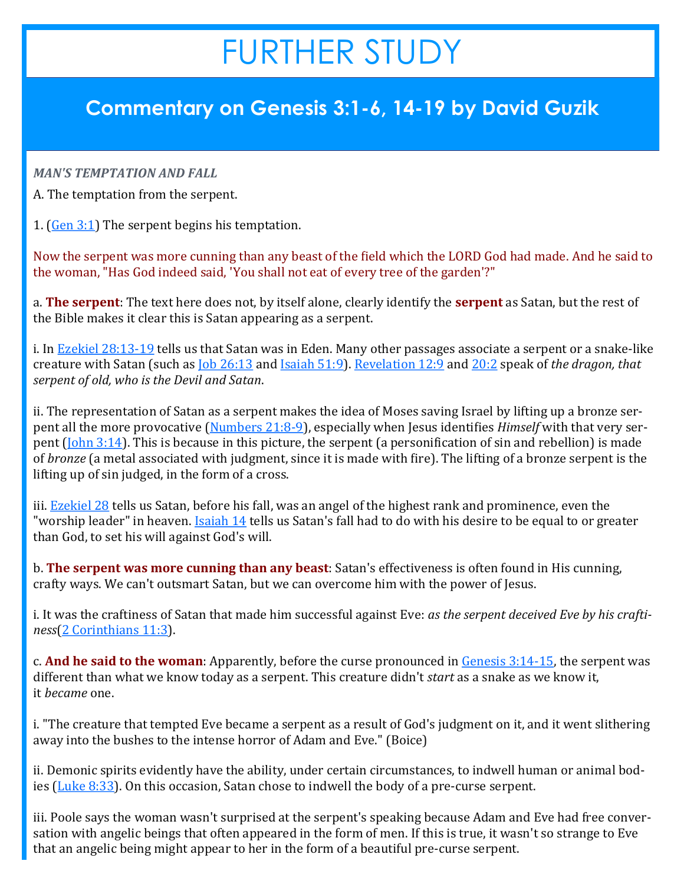# FURTHER STUDY

## Commentary on Genesis 3:1-6, 14-19 by David Guzik

***MAN'S TEMPTATION AND FALL***

A. The temptation from the serpent.

1. (Gen 3:1) The serpent begins his temptation.

Now the serpent was more cunning than any beast of the field which the LORD God had made. And he said to the woman, "Has God indeed said, 'You shall not eat of every tree of the garden'?"

a. **The serpent**: The text here does not, by itself alone, clearly identify the **serpent** as Satan, but the rest of the Bible makes it clear this is Satan appearing as a serpent.

i. In Ezekiel 28:13-19 tells us that Satan was in Eden. Many other passages associate a serpent or a snake-like creature with Satan (such as Job 26:13 and Isaiah 51:9). Revelation 12:9 and 20:2 speak of *the dragon, that serpent of old, who is the Devil and Satan*.

ii. The representation of Satan as a serpent makes the idea of Moses saving Israel by lifting up a bronze serpent all the more provocative (Numbers 21:8-9), especially when Jesus identifies *Himself* with that very serpent (John 3:14). This is because in this picture, the serpent (a personification of sin and rebellion) is made of *bronze* (a metal associated with judgment, since it is made with fire). The lifting of a bronze serpent is the lifting up of sin judged, in the form of a cross.

iii. Ezekiel 28 tells us Satan, before his fall, was an angel of the highest rank and prominence, even the "worship leader" in heaven. Isaiah 14 tells us Satan's fall had to do with his desire to be equal to or greater than God, to set his will against God's will.

b. **The serpent was more cunning than any beast**: Satan's effectiveness is often found in His cunning, crafty ways. We can't outsmart Satan, but we can overcome him with the power of Jesus.

i. It was the craftiness of Satan that made him successful against Eve: *as the serpent deceived Eve by his craftiness*(2 Corinthians 11:3).

c. **And he said to the woman**: Apparently, before the curse pronounced in Genesis 3:14-15, the serpent was different than what we know today as a serpent. This creature didn't *start* as a snake as we know it, it *became* one.

i. "The creature that tempted Eve became a serpent as a result of God's judgment on it, and it went slithering away into the bushes to the intense horror of Adam and Eve." (Boice)

ii. Demonic spirits evidently have the ability, under certain circumstances, to indwell human or animal bodies (Luke 8:33). On this occasion, Satan chose to indwell the body of a pre-curse serpent.

iii. Poole says the woman wasn't surprised at the serpent's speaking because Adam and Eve had free conversation with angelic beings that often appeared in the form of men. If this is true, it wasn't so strange to Eve that an angelic being might appear to her in the form of a beautiful pre-curse serpent.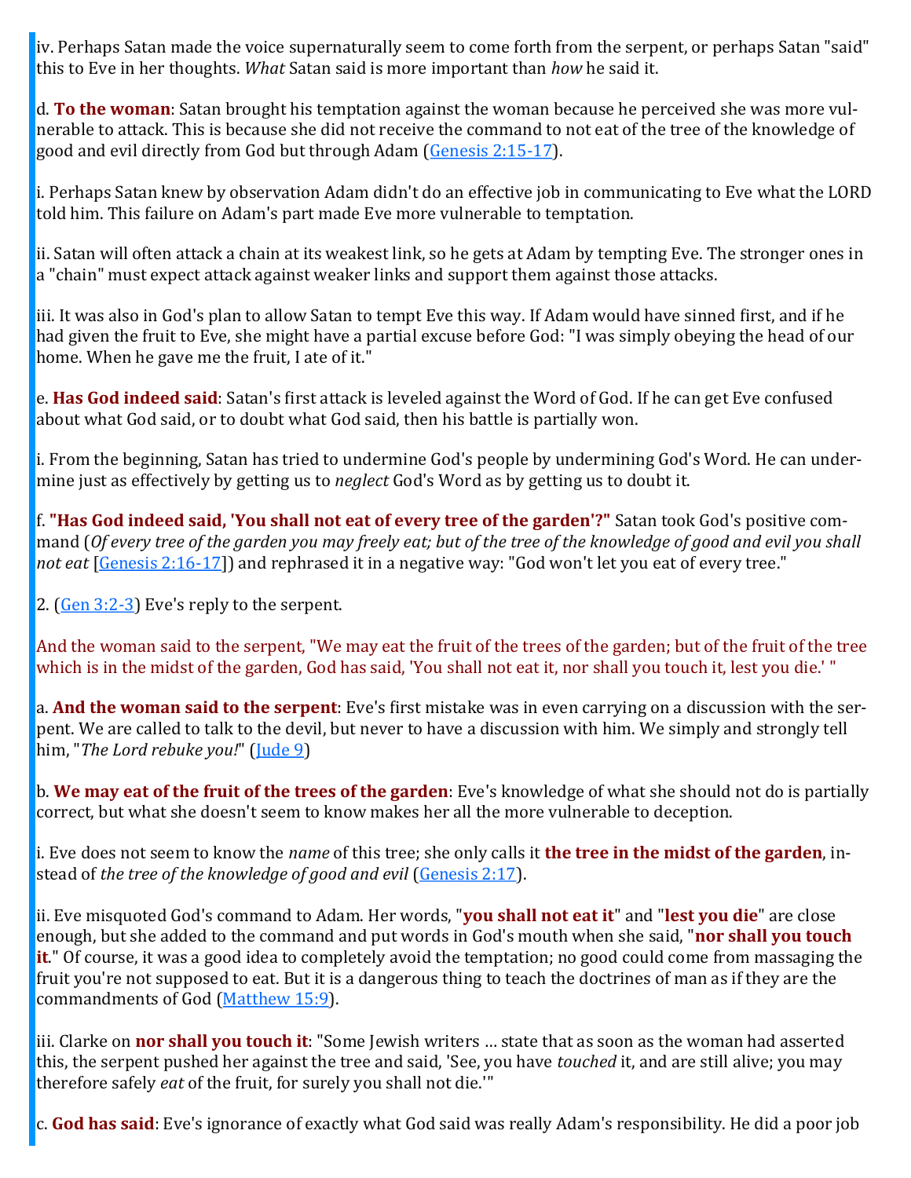iv. Perhaps Satan made the voice supernaturally seem to come forth from the serpent, or perhaps Satan "said" this to Eve in her thoughts. *What* Satan said is more important than *how* he said it.

d. **To the woman**: Satan brought his temptation against the woman because he perceived she was more vulnerable to attack. This is because she did not receive the command to not eat of the tree of the knowledge of good and evil directly from God but through Adam (Genesis 2:15-17).

i. Perhaps Satan knew by observation Adam didn't do an effective job in communicating to Eve what the LORD told him. This failure on Adam's part made Eve more vulnerable to temptation.

ii. Satan will often attack a chain at its weakest link, so he gets at Adam by tempting Eve. The stronger ones in a "chain" must expect attack against weaker links and support them against those attacks.

iii. It was also in God's plan to allow Satan to tempt Eve this way. If Adam would have sinned first, and if he had given the fruit to Eve, she might have a partial excuse before God: "I was simply obeying the head of our home. When he gave me the fruit, I ate of it."

e. **Has God indeed said**: Satan's first attack is leveled against the Word of God. If he can get Eve confused about what God said, or to doubt what God said, then his battle is partially won.

i. From the beginning, Satan has tried to undermine God's people by undermining God's Word. He can undermine just as effectively by getting us to *neglect* God's Word as by getting us to doubt it.

f. **"Has God indeed said, 'You shall not eat of every tree of the garden'?"** Satan took God's positive command (*Of every tree of the garden you may freely eat; but of the tree of the knowledge of good and evil you shall not eat* [Genesis 2:16-17]) and rephrased it in a negative way: "God won't let you eat of every tree."

2. (Gen 3:2-3) Eve's reply to the serpent.

And the woman said to the serpent, "We may eat the fruit of the trees of the garden; but of the fruit of the tree which is in the midst of the garden, God has said, 'You shall not eat it, nor shall you touch it, lest you die.' "

a. **And the woman said to the serpent**: Eve's first mistake was in even carrying on a discussion with the serpent. We are called to talk to the devil, but never to have a discussion with him. We simply and strongly tell him, "*The Lord rebuke you!*" (Jude 9)

b. **We may eat of the fruit of the trees of the garden**: Eve's knowledge of what she should not do is partially correct, but what she doesn't seem to know makes her all the more vulnerable to deception.

i. Eve does not seem to know the *name* of this tree; she only calls it **the tree in the midst of the garden**, instead of *the tree of the knowledge of good and evil* (Genesis 2:17).

ii. Eve misquoted God's command to Adam. Her words, "**you shall not eat it**" and "**lest you die**" are close enough, but she added to the command and put words in God's mouth when she said, "**nor shall you touch it**." Of course, it was a good idea to completely avoid the temptation; no good could come from massaging the fruit you're not supposed to eat. But it is a dangerous thing to teach the doctrines of man as if they are the commandments of God (Matthew 15:9).

iii. Clarke on **nor shall you touch it**: "Some Jewish writers … state that as soon as the woman had asserted this, the serpent pushed her against the tree and said, 'See, you have *touched* it, and are still alive; you may therefore safely *eat* of the fruit, for surely you shall not die.'"

c. **God has said**: Eve's ignorance of exactly what God said was really Adam's responsibility. He did a poor job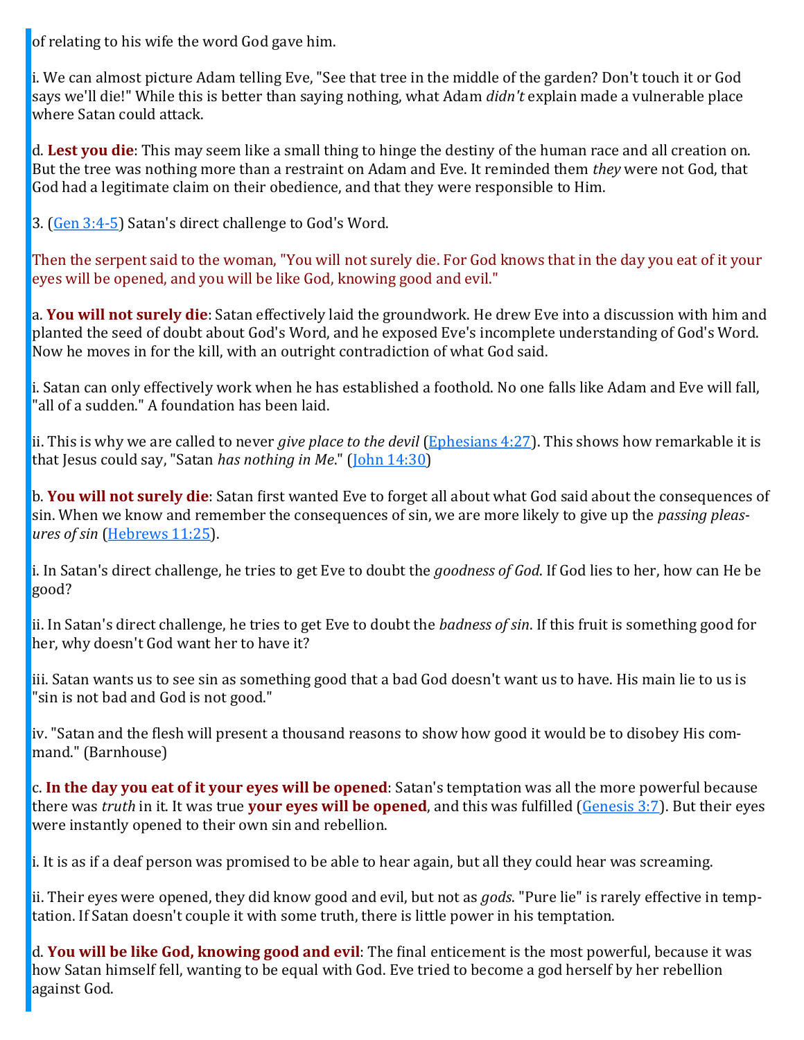of relating to his wife the word God gave him.

i. We can almost picture Adam telling Eve, "See that tree in the middle of the garden? Don't touch it or God says we'll die!" While this is better than saying nothing, what Adam *didn't* explain made a vulnerable place where Satan could attack.

d. **Lest you die**: This may seem like a small thing to hinge the destiny of the human race and all creation on. But the tree was nothing more than a restraint on Adam and Eve. It reminded them *they* were not God, that God had a legitimate claim on their obedience, and that they were responsible to Him.

3. (Gen 3:4-5) Satan's direct challenge to God's Word.

Then the serpent said to the woman, "You will not surely die. For God knows that in the day you eat of it your eyes will be opened, and you will be like God, knowing good and evil."

a. **You will not surely die**: Satan effectively laid the groundwork. He drew Eve into a discussion with him and planted the seed of doubt about God's Word, and he exposed Eve's incomplete understanding of God's Word. Now he moves in for the kill, with an outright contradiction of what God said.

i. Satan can only effectively work when he has established a foothold. No one falls like Adam and Eve will fall, "all of a sudden." A foundation has been laid.

ii. This is why we are called to never *give place to the devil* (Ephesians 4:27). This shows how remarkable it is that Jesus could say, "Satan *has nothing in Me*." (John 14:30)

b. **You will not surely die**: Satan first wanted Eve to forget all about what God said about the consequences of sin. When we know and remember the consequences of sin, we are more likely to give up the *passing pleasures of sin* (Hebrews 11:25).

i. In Satan's direct challenge, he tries to get Eve to doubt the *goodness of God*. If God lies to her, how can He be good?

ii. In Satan's direct challenge, he tries to get Eve to doubt the *badness of sin*. If this fruit is something good for her, why doesn't God want her to have it?

iii. Satan wants us to see sin as something good that a bad God doesn't want us to have. His main lie to us is "sin is not bad and God is not good."

iv. "Satan and the flesh will present a thousand reasons to show how good it would be to disobey His command." (Barnhouse)

c. **In the day you eat of it your eyes will be opened**: Satan's temptation was all the more powerful because there was *truth* in it. It was true **your eyes will be opened**, and this was fulfilled (Genesis 3:7). But their eyes were instantly opened to their own sin and rebellion.

i. It is as if a deaf person was promised to be able to hear again, but all they could hear was screaming.

ii. Their eyes were opened, they did know good and evil, but not as *gods*. "Pure lie" is rarely effective in temptation. If Satan doesn't couple it with some truth, there is little power in his temptation.

d. **You will be like God, knowing good and evil**: The final enticement is the most powerful, because it was how Satan himself fell, wanting to be equal with God. Eve tried to become a god herself by her rebellion against God.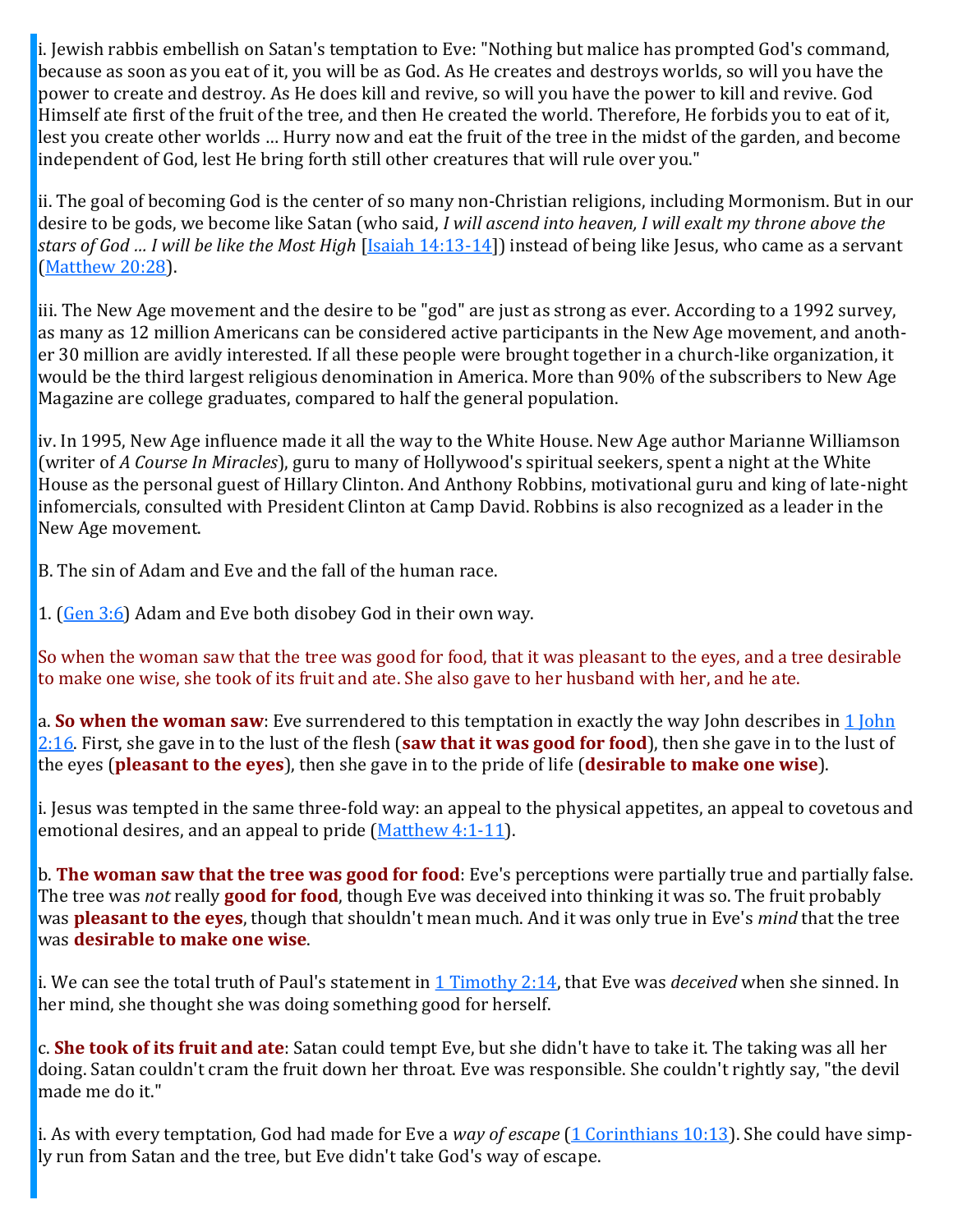i. Jewish rabbis embellish on Satan's temptation to Eve: "Nothing but malice has prompted God's command, because as soon as you eat of it, you will be as God. As He creates and destroys worlds, so will you have the power to create and destroy. As He does kill and revive, so will you have the power to kill and revive. God Himself ate first of the fruit of the tree, and then He created the world. Therefore, He forbids you to eat of it, lest you create other worlds … Hurry now and eat the fruit of the tree in the midst of the garden, and become independent of God, lest He bring forth still other creatures that will rule over you."

ii. The goal of becoming God is the center of so many non-Christian religions, including Mormonism. But in our desire to be gods, we become like Satan (who said, *I will ascend into heaven, I will exalt my throne above the stars of God ... I will be like the Most High* [Isaiah 14:13-14]) instead of being like Jesus, who came as a servant (Matthew 20:28).

iii. The New Age movement and the desire to be "god" are just as strong as ever. According to a 1992 survey, as many as 12 million Americans can be considered active participants in the New Age movement, and another 30 million are avidly interested. If all these people were brought together in a church-like organization, it would be the third largest religious denomination in America. More than 90% of the subscribers to New Age Magazine are college graduates, compared to half the general population.

iv. In 1995, New Age influence made it all the way to the White House. New Age author Marianne Williamson (writer of *A Course In Miracles*), guru to many of Hollywood's spiritual seekers, spent a night at the White House as the personal guest of Hillary Clinton. And Anthony Robbins, motivational guru and king of late-night infomercials, consulted with President Clinton at Camp David. Robbins is also recognized as a leader in the New Age movement.

B. The sin of Adam and Eve and the fall of the human race.

1. (Gen 3:6) Adam and Eve both disobey God in their own way.

So when the woman saw that the tree was good for food, that it was pleasant to the eyes, and a tree desirable to make one wise, she took of its fruit and ate. She also gave to her husband with her, and he ate.

a. **So when the woman saw**: Eve surrendered to this temptation in exactly the way John describes in 1 John 2:16. First, she gave in to the lust of the flesh (**saw that it was good for food**), then she gave in to the lust of the eyes (**pleasant to the eyes**), then she gave in to the pride of life (**desirable to make one wise**).

i. Jesus was tempted in the same three-fold way: an appeal to the physical appetites, an appeal to covetous and emotional desires, and an appeal to pride (Matthew 4:1-11).

b. **The woman saw that the tree was good for food**: Eve's perceptions were partially true and partially false. The tree was *not* really **good for food**, though Eve was deceived into thinking it was so. The fruit probably was **pleasant to the eyes**, though that shouldn't mean much. And it was only true in Eve's *mind* that the tree was **desirable to make one wise**.

i. We can see the total truth of Paul's statement in 1 Timothy 2:14, that Eve was *deceived* when she sinned. In her mind, she thought she was doing something good for herself.

c. **She took of its fruit and ate**: Satan could tempt Eve, but she didn't have to take it. The taking was all her doing. Satan couldn't cram the fruit down her throat. Eve was responsible. She couldn't rightly say, "the devil made me do it."

i. As with every temptation, God had made for Eve a *way of escape* (1 Corinthians 10:13). She could have simply run from Satan and the tree, but Eve didn't take God's way of escape.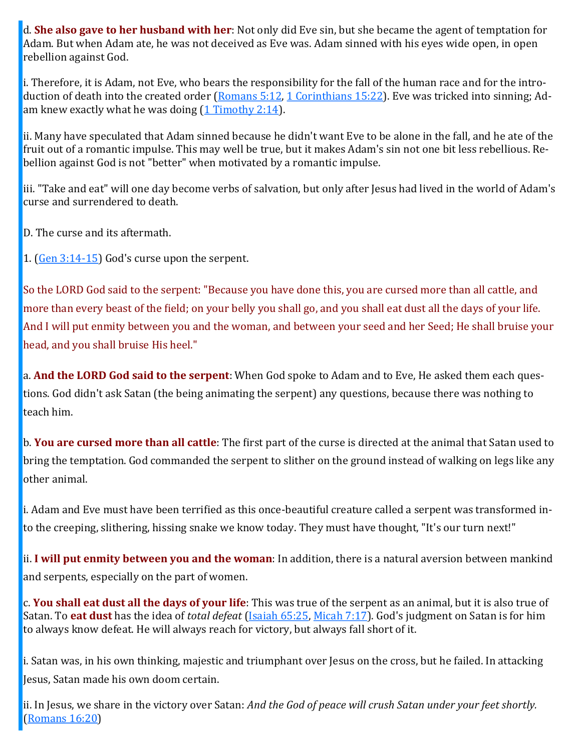d. **She also gave to her husband with her**: Not only did Eve sin, but she became the agent of temptation for Adam. But when Adam ate, he was not deceived as Eve was. Adam sinned with his eyes wide open, in open rebellion against God.

i. Therefore, it is Adam, not Eve, who bears the responsibility for the fall of the human race and for the introduction of death into the created order (Romans 5:12, 1 Corinthians 15:22). Eve was tricked into sinning; Adam knew exactly what he was doing (1 Timothy 2:14).

ii. Many have speculated that Adam sinned because he didn't want Eve to be alone in the fall, and he ate of the fruit out of a romantic impulse. This may well be true, but it makes Adam's sin not one bit less rebellious. Rebellion against God is not "better" when motivated by a romantic impulse.

iii. "Take and eat" will one day become verbs of salvation, but only after Jesus had lived in the world of Adam's curse and surrendered to death.

D. The curse and its aftermath.

1. (Gen 3:14-15) God's curse upon the serpent.

So the LORD God said to the serpent: "Because you have done this, you are cursed more than all cattle, and more than every beast of the field; on your belly you shall go, and you shall eat dust all the days of your life. And I will put enmity between you and the woman, and between your seed and her Seed; He shall bruise your head, and you shall bruise His heel."

a. **And the LORD God said to the serpent**: When God spoke to Adam and to Eve, He asked them each questions. God didn't ask Satan (the being animating the serpent) any questions, because there was nothing to teach him.

b. **You are cursed more than all cattle**: The first part of the curse is directed at the animal that Satan used to bring the temptation. God commanded the serpent to slither on the ground instead of walking on legs like any other animal.

i. Adam and Eve must have been terrified as this once-beautiful creature called a serpent was transformed into the creeping, slithering, hissing snake we know today. They must have thought, "It's our turn next!"

ii. **I will put enmity between you and the woman**: In addition, there is a natural aversion between mankind and serpents, especially on the part of women.

c. **You shall eat dust all the days of your life**: This was true of the serpent as an animal, but it is also true of Satan. To **eat dust** has the idea of *total defeat* (Isaiah 65:25, Micah 7:17). God's judgment on Satan is for him to always know defeat. He will always reach for victory, but always fall short of it.

i. Satan was, in his own thinking, majestic and triumphant over Jesus on the cross, but he failed. In attacking Jesus, Satan made his own doom certain.

ii. In Jesus, we share in the victory over Satan: *And the God of peace will crush Satan under your feet shortly.* (Romans 16:20)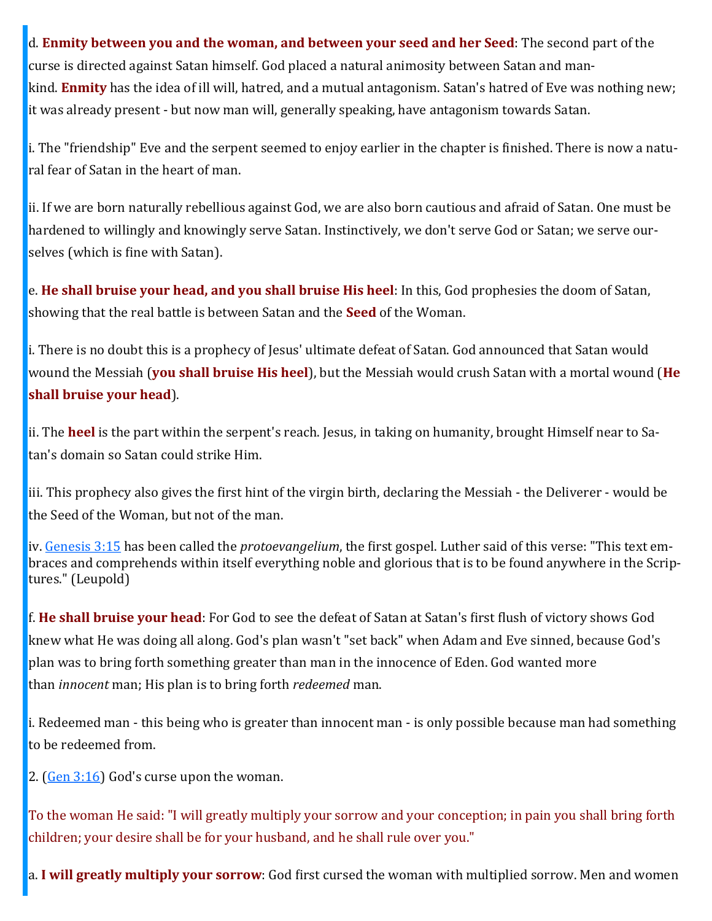d. **Enmity between you and the woman, and between your seed and her Seed**: The second part of the curse is directed against Satan himself. God placed a natural animosity between Satan and mankind. **Enmity** has the idea of ill will, hatred, and a mutual antagonism. Satan's hatred of Eve was nothing new; it was already present - but now man will, generally speaking, have antagonism towards Satan.

i. The "friendship" Eve and the serpent seemed to enjoy earlier in the chapter is finished. There is now a natural fear of Satan in the heart of man.

ii. If we are born naturally rebellious against God, we are also born cautious and afraid of Satan. One must be hardened to willingly and knowingly serve Satan. Instinctively, we don't serve God or Satan; we serve ourselves (which is fine with Satan).

e. **He shall bruise your head, and you shall bruise His heel**: In this, God prophesies the doom of Satan, showing that the real battle is between Satan and the **Seed** of the Woman.

i. There is no doubt this is a prophecy of Jesus' ultimate defeat of Satan. God announced that Satan would wound the Messiah (**you shall bruise His heel**), but the Messiah would crush Satan with a mortal wound (**He shall bruise your head**).

ii. The **heel** is the part within the serpent's reach. Jesus, in taking on humanity, brought Himself near to Satan's domain so Satan could strike Him.

iii. This prophecy also gives the first hint of the virgin birth, declaring the Messiah - the Deliverer - would be the Seed of the Woman, but not of the man.

iv. Genesis 3:15 has been called the *protoevangelium*, the first gospel. Luther said of this verse: "This text embraces and comprehends within itself everything noble and glorious that is to be found anywhere in the Scriptures." (Leupold)

f. **He shall bruise your head**: For God to see the defeat of Satan at Satan's first flush of victory shows God knew what He was doing all along. God's plan wasn't "set back" when Adam and Eve sinned, because God's plan was to bring forth something greater than man in the innocence of Eden. God wanted more than *innocent* man; His plan is to bring forth *redeemed* man.

i. Redeemed man - this being who is greater than innocent man - is only possible because man had something to be redeemed from.

2. (Gen 3:16) God's curse upon the woman.

To the woman He said: "I will greatly multiply your sorrow and your conception; in pain you shall bring forth children; your desire shall be for your husband, and he shall rule over you."

a. **I will greatly multiply your sorrow**: God first cursed the woman with multiplied sorrow. Men and women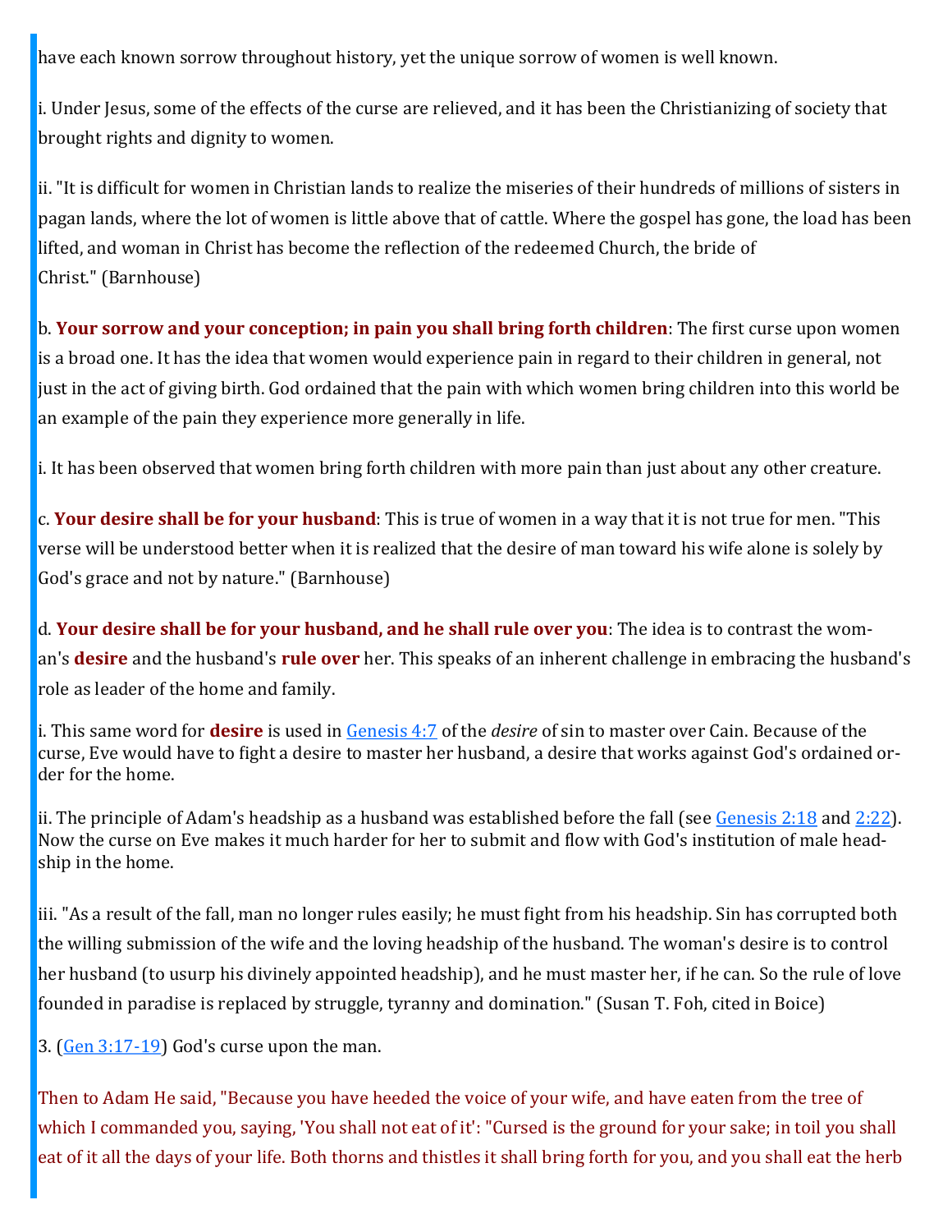have each known sorrow throughout history, yet the unique sorrow of women is well known.

i. Under Jesus, some of the effects of the curse are relieved, and it has been the Christianizing of society that brought rights and dignity to women.

ii. "It is difficult for women in Christian lands to realize the miseries of their hundreds of millions of sisters in pagan lands, where the lot of women is little above that of cattle. Where the gospel has gone, the load has been lifted, and woman in Christ has become the reflection of the redeemed Church, the bride of Christ." (Barnhouse)

b. **Your sorrow and your conception; in pain you shall bring forth children**: The first curse upon women is a broad one. It has the idea that women would experience pain in regard to their children in general, not just in the act of giving birth. God ordained that the pain with which women bring children into this world be an example of the pain they experience more generally in life.

i. It has been observed that women bring forth children with more pain than just about any other creature.

c. **Your desire shall be for your husband**: This is true of women in a way that it is not true for men. "This verse will be understood better when it is realized that the desire of man toward his wife alone is solely by God's grace and not by nature." (Barnhouse)

d. **Your desire shall be for your husband, and he shall rule over you**: The idea is to contrast the woman's **desire** and the husband's **rule over** her. This speaks of an inherent challenge in embracing the husband's role as leader of the home and family.

i. This same word for **desire** is used in [Genesis 4:7] of the *desire* of sin to master over Cain. Because of the curse, Eve would have to fight a desire to master her husband, a desire that works against God's ordained order for the home.

ii. The principle of Adam's headship as a husband was established before the fall (see [Genesis 2:18] and [2:22]). Now the curse on Eve makes it much harder for her to submit and flow with God's institution of male headship in the home.

iii. "As a result of the fall, man no longer rules easily; he must fight from his headship. Sin has corrupted both the willing submission of the wife and the loving headship of the husband. The woman's desire is to control her husband (to usurp his divinely appointed headship), and he must master her, if he can. So the rule of love founded in paradise is replaced by struggle, tyranny and domination." (Susan T. Foh, cited in Boice)

3. ([Gen 3:17-19]) God's curse upon the man.

Then to Adam He said, "Because you have heeded the voice of your wife, and have eaten from the tree of which I commanded you, saying, 'You shall not eat of it': "Cursed is the ground for your sake; in toil you shall eat of it all the days of your life. Both thorns and thistles it shall bring forth for you, and you shall eat the herb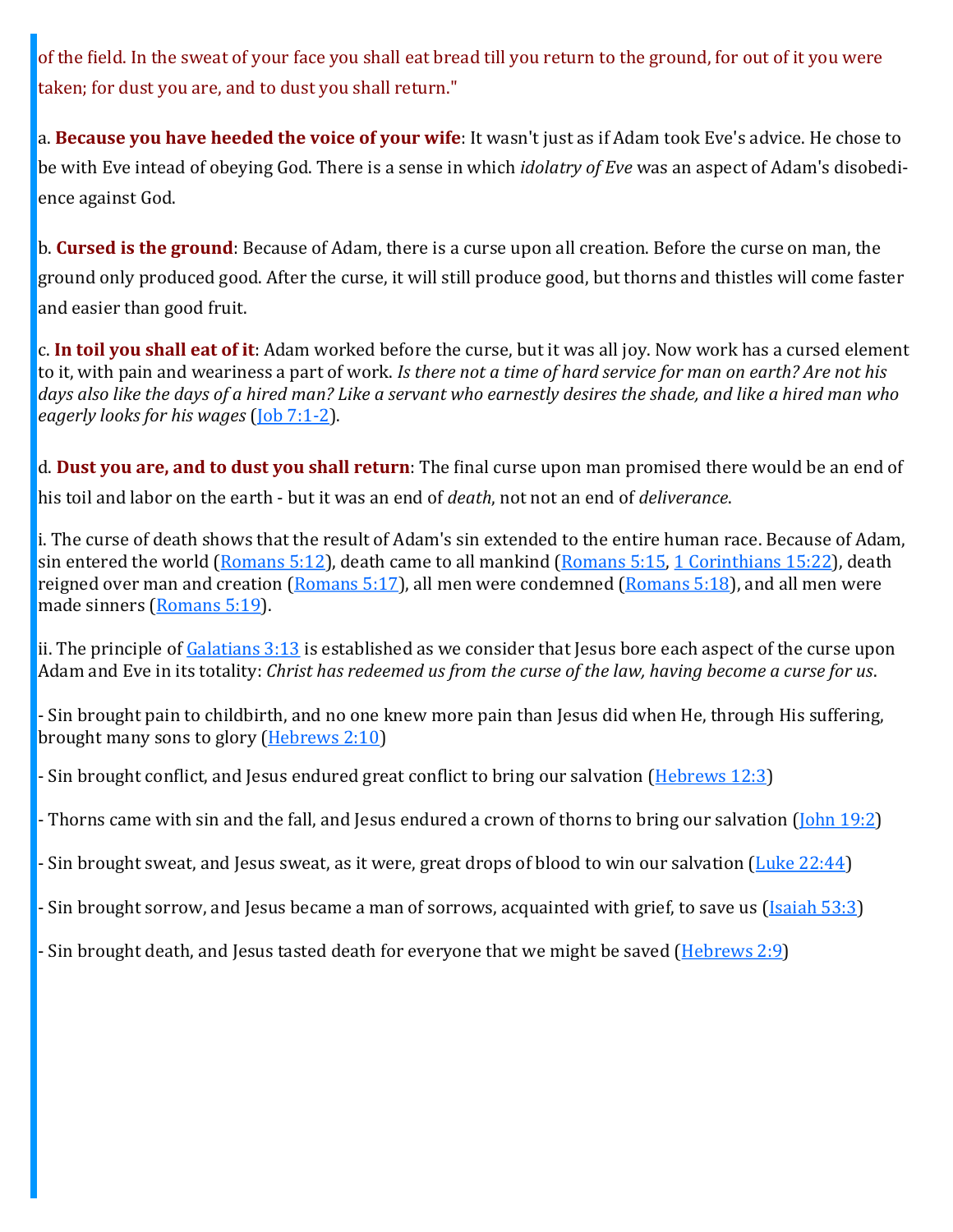of the field. In the sweat of your face you shall eat bread till you return to the ground, for out of it you were taken; for dust you are, and to dust you shall return."

a. **Because you have heeded the voice of your wife**: It wasn't just as if Adam took Eve's advice. He chose to be with Eve intead of obeying God. There is a sense in which *idolatry of Eve* was an aspect of Adam's disobedience against God.

b. **Cursed is the ground**: Because of Adam, there is a curse upon all creation. Before the curse on man, the ground only produced good. After the curse, it will still produce good, but thorns and thistles will come faster and easier than good fruit.

c. **In toil you shall eat of it**: Adam worked before the curse, but it was all joy. Now work has a cursed element to it, with pain and weariness a part of work. *Is there not a time of hard service for man on earth? Are not his days also like the days of a hired man? Like a servant who earnestly desires the shade, and like a hired man who eagerly looks for his wages* (Job 7:1-2).

d. **Dust you are, and to dust you shall return**: The final curse upon man promised there would be an end of his toil and labor on the earth - but it was an end of *death*, not not an end of *deliverance*.

i. The curse of death shows that the result of Adam's sin extended to the entire human race. Because of Adam, sin entered the world (Romans 5:12), death came to all mankind (Romans 5:15, 1 Corinthians 15:22), death reigned over man and creation (Romans 5:17), all men were condemned (Romans 5:18), and all men were made sinners (Romans 5:19).

ii. The principle of Galatians 3:13 is established as we consider that Jesus bore each aspect of the curse upon Adam and Eve in its totality: *Christ has redeemed us from the curse of the law, having become a curse for us*.

- Sin brought pain to childbirth, and no one knew more pain than Jesus did when He, through His suffering, brought many sons to glory (Hebrews 2:10)

- Sin brought conflict, and Jesus endured great conflict to bring our salvation (Hebrews 12:3)

- Thorns came with sin and the fall, and Jesus endured a crown of thorns to bring our salvation (John 19:2)

- Sin brought sweat, and Jesus sweat, as it were, great drops of blood to win our salvation (Luke 22:44)

- Sin brought sorrow, and Jesus became a man of sorrows, acquainted with grief, to save us (Isaiah 53:3)

- Sin brought death, and Jesus tasted death for everyone that we might be saved (Hebrews 2:9)